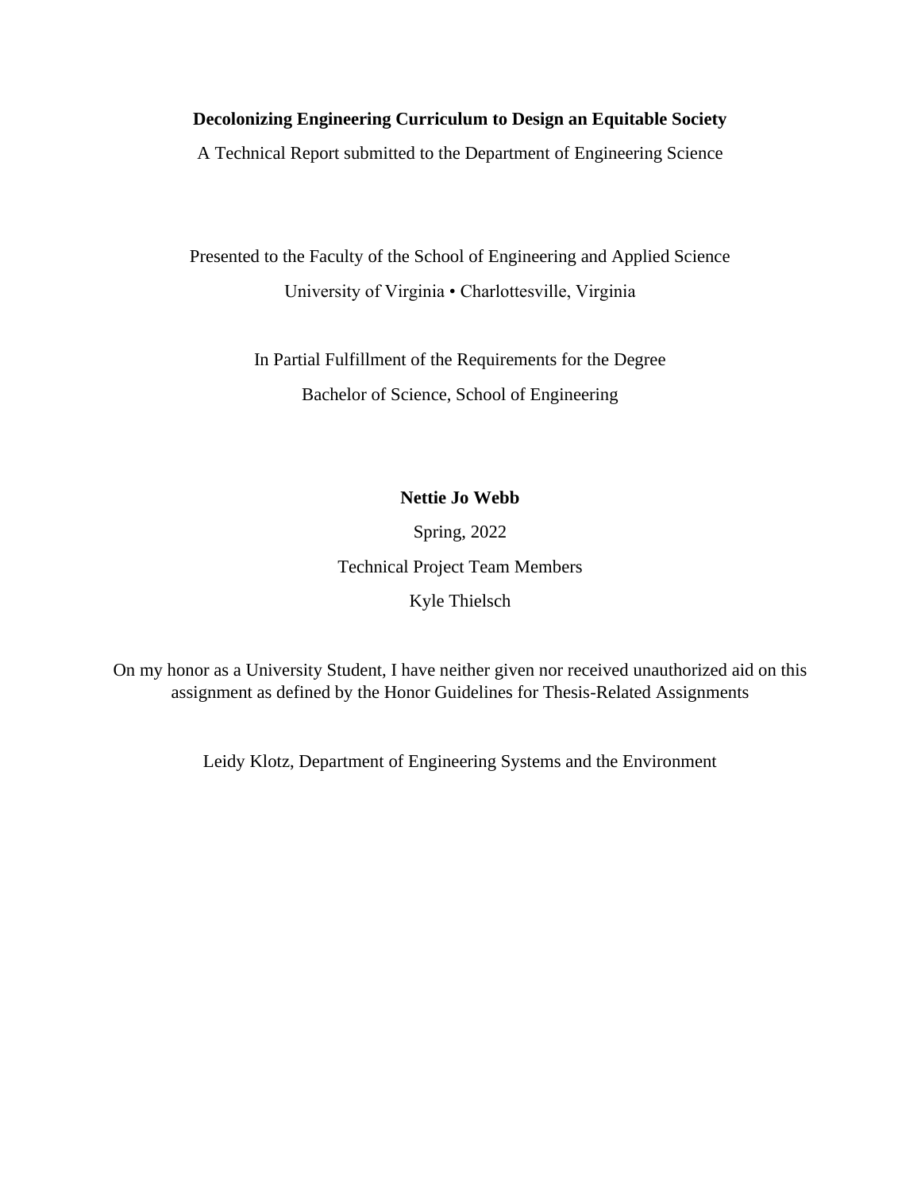**Decolonizing Engineering Curriculum to Design an Equitable Society**

A Technical Report submitted to the Department of Engineering Science

Presented to the Faculty of the School of Engineering and Applied Science

University of Virginia • Charlottesville, Virginia

In Partial Fulfillment of the Requirements for the Degree

Bachelor of Science, School of Engineering

**Nettie Jo Webb**

Spring, 2022

Technical Project Team Members

Kyle Thielsch

On my honor as a University Student, I have neither given nor received unauthorized aid on this assignment as defined by the Honor Guidelines for Thesis-Related Assignments

Leidy Klotz, Department of Engineering Systems and the Environment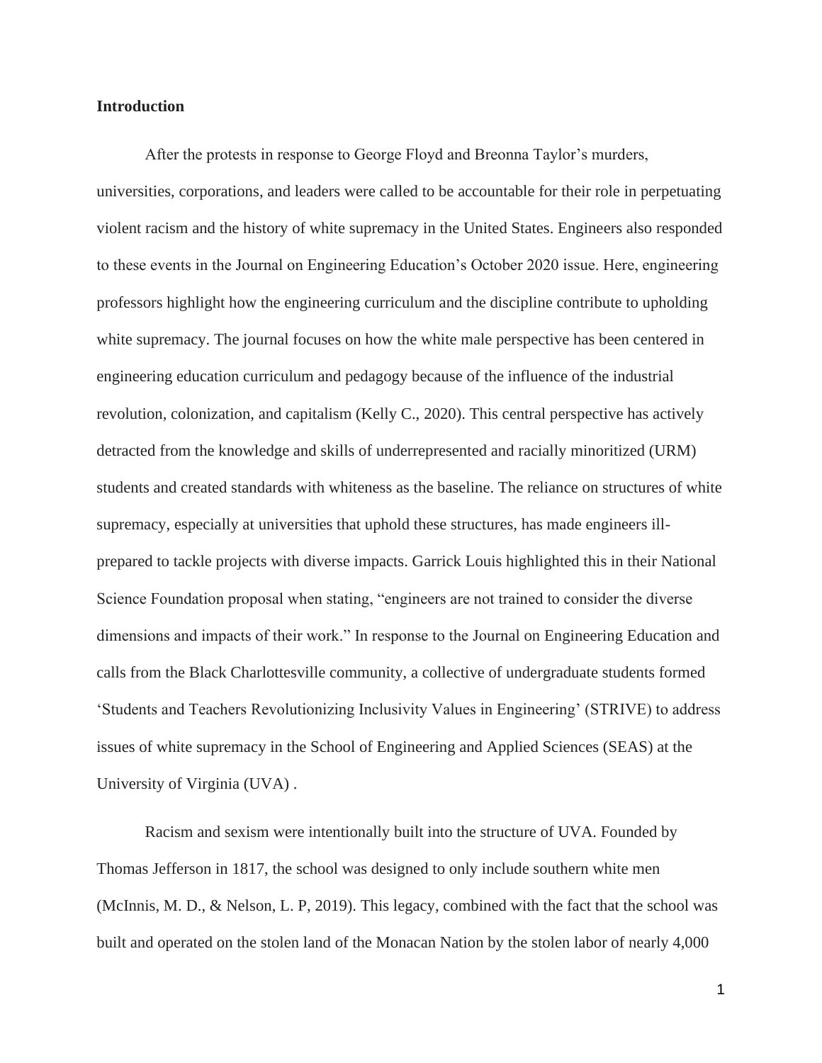**Introduction**

After the protests in response to George Floyd and Breonna Taylor's murders, universities, corporations, and leaders were called to be accountable for their role in perpetuating violent racism and the history of white supremacy in the United States. Engineers also responded to these events in the Journal on Engineering Education's October 2020 issue. Here, engineering professors highlight how the engineering curriculum and the discipline contribute to upholding white supremacy. The journal focuses on how the white male perspective has been centered in engineering education curriculum and pedagogy because of the influence of the industrial revolution, colonization, and capitalism (Kelly C., 2020). This central perspective has actively detracted from the knowledge and skills of underrepresented and racially minoritized (URM) students and created standards with whiteness as the baseline. The reliance on structures of white supremacy, especially at universities that uphold these structures, has made engineers ill-prepared to tackle projects with diverse impacts. Garrick Louis highlighted this in their National Science Foundation proposal when stating, "engineers are not trained to consider the diverse dimensions and impacts of their work." In response to the Journal on Engineering Education and calls from the Black Charlottesville community, a collective of undergraduate students formed 'Students and Teachers Revolutionizing Inclusivity Values in Engineering' (STRIVE) to address issues of white supremacy in the School of Engineering and Applied Sciences (SEAS) at the University of Virginia (UVA) .

Racism and sexism were intentionally built into the structure of UVA. Founded by Thomas Jefferson in 1817, the school was designed to only include southern white men (McInnis, M. D., & Nelson, L. P, 2019). This legacy, combined with the fact that the school was built and operated on the stolen land of the Monacan Nation by the stolen labor of nearly 4,000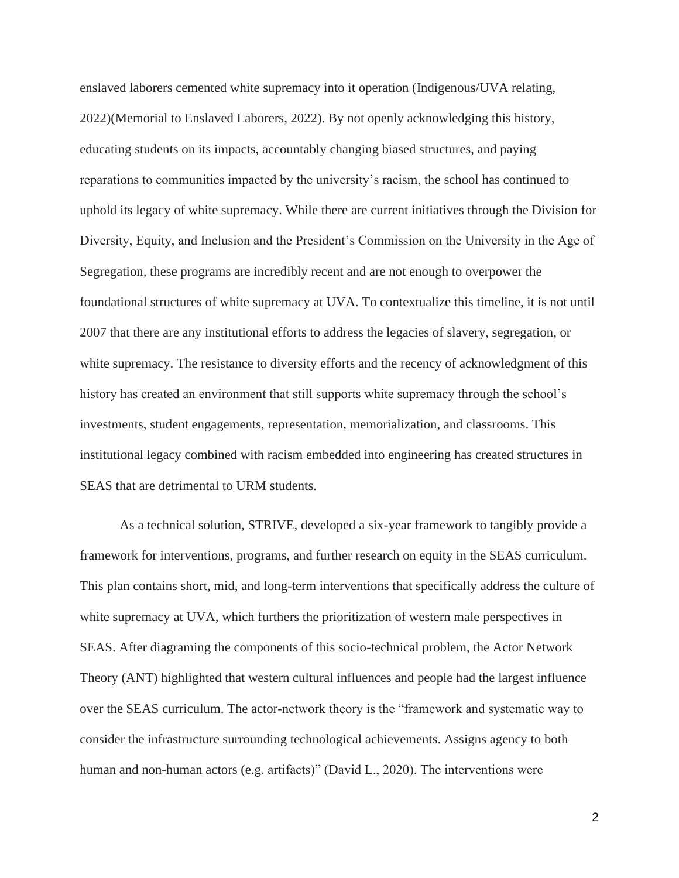enslaved laborers cemented white supremacy into it operation (Indigenous/UVA relating, 2022)(Memorial to Enslaved Laborers, 2022). By not openly acknowledging this history, educating students on its impacts, accountably changing biased structures, and paying reparations to communities impacted by the university's racism, the school has continued to uphold its legacy of white supremacy. While there are current initiatives through the Division for Diversity, Equity, and Inclusion and the President's Commission on the University in the Age of Segregation, these programs are incredibly recent and are not enough to overpower the foundational structures of white supremacy at UVA. To contextualize this timeline, it is not until 2007 that there are any institutional efforts to address the legacies of slavery, segregation, or white supremacy. The resistance to diversity efforts and the recency of acknowledgment of this history has created an environment that still supports white supremacy through the school's investments, student engagements, representation, memorialization, and classrooms. This institutional legacy combined with racism embedded into engineering has created structures in SEAS that are detrimental to URM students.

As a technical solution, STRIVE, developed a six-year framework to tangibly provide a framework for interventions, programs, and further research on equity in the SEAS curriculum. This plan contains short, mid, and long-term interventions that specifically address the culture of white supremacy at UVA, which furthers the prioritization of western male perspectives in SEAS. After diagraming the components of this socio-technical problem, the Actor Network Theory (ANT) highlighted that western cultural influences and people had the largest influence over the SEAS curriculum. The actor-network theory is the "framework and systematic way to consider the infrastructure surrounding technological achievements. Assigns agency to both human and non-human actors (e.g. artifacts)" (David L., 2020). The interventions were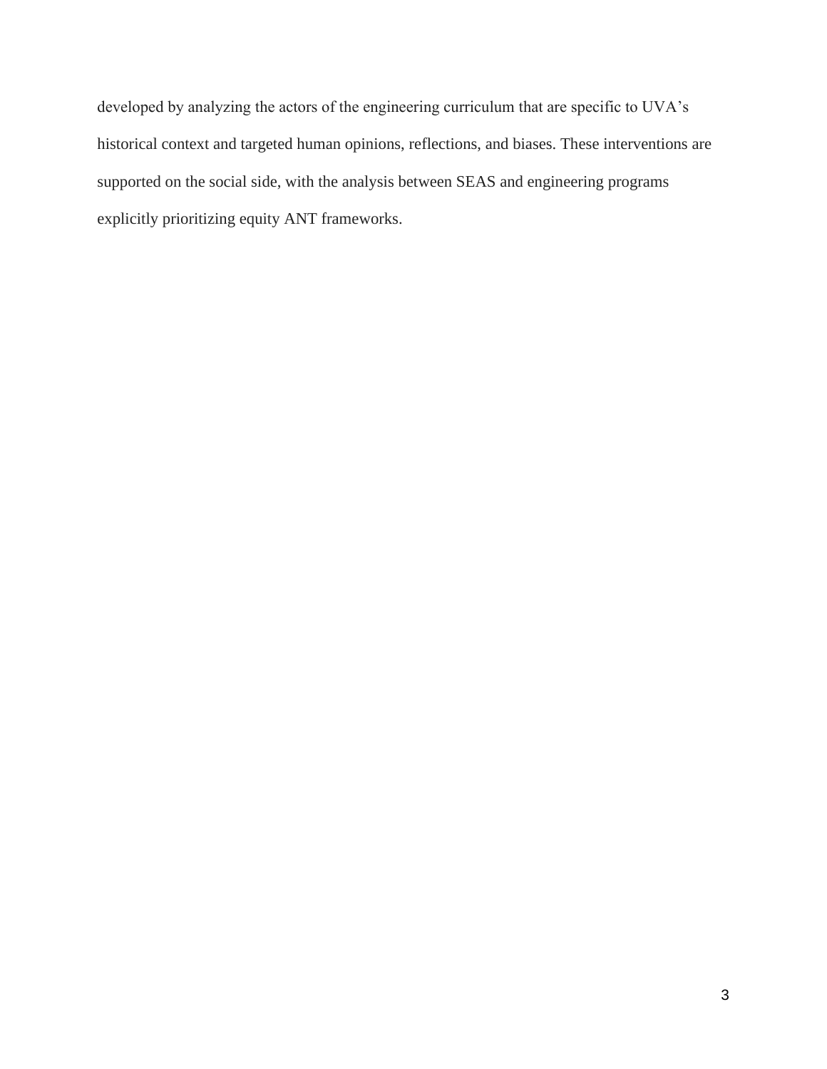developed by analyzing the actors of the engineering curriculum that are specific to UVA's historical context and targeted human opinions, reflections, and biases. These interventions are supported on the social side, with the analysis between SEAS and engineering programs explicitly prioritizing equity ANT frameworks.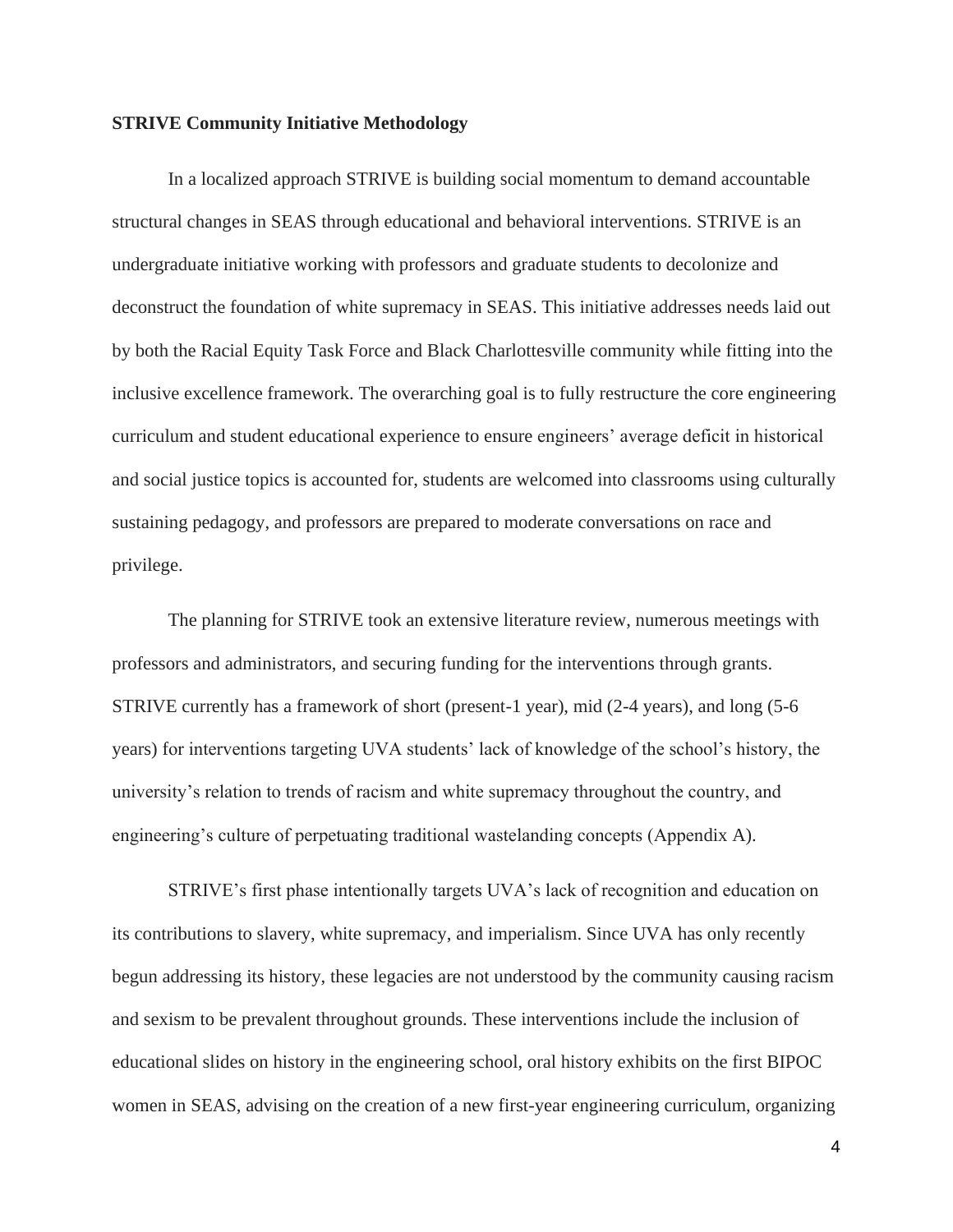**STRIVE Community Initiative Methodology**

In a localized approach STRIVE is building social momentum to demand accountable structural changes in SEAS through educational and behavioral interventions. STRIVE is an undergraduate initiative working with professors and graduate students to decolonize and deconstruct the foundation of white supremacy in SEAS. This initiative addresses needs laid out by both the Racial Equity Task Force and Black Charlottesville community while fitting into the inclusive excellence framework. The overarching goal is to fully restructure the core engineering curriculum and student educational experience to ensure engineers' average deficit in historical and social justice topics is accounted for, students are welcomed into classrooms using culturally sustaining pedagogy, and professors are prepared to moderate conversations on race and privilege.

The planning for STRIVE took an extensive literature review, numerous meetings with professors and administrators, and securing funding for the interventions through grants. STRIVE currently has a framework of short (present-1 year), mid (2-4 years), and long (5-6 years) for interventions targeting UVA students' lack of knowledge of the school's history, the university's relation to trends of racism and white supremacy throughout the country, and engineering's culture of perpetuating traditional wastelanding concepts (Appendix A).

STRIVE's first phase intentionally targets UVA's lack of recognition and education on its contributions to slavery, white supremacy, and imperialism. Since UVA has only recently begun addressing its history, these legacies are not understood by the community causing racism and sexism to be prevalent throughout grounds. These interventions include the inclusion of educational slides on history in the engineering school, oral history exhibits on the first BIPOC women in SEAS, advising on the creation of a new first-year engineering curriculum, organizing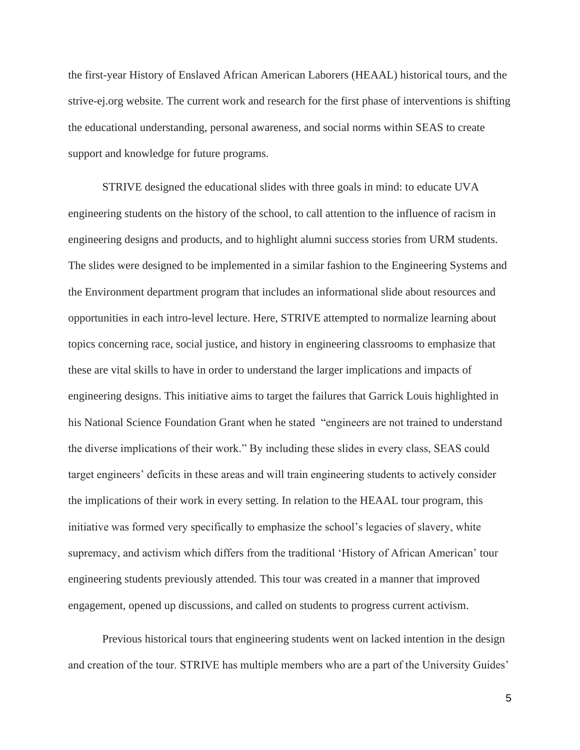the first-year History of Enslaved African American Laborers (HEAAL) historical tours, and the strive-ej.org website. The current work and research for the first phase of interventions is shifting the educational understanding, personal awareness, and social norms within SEAS to create support and knowledge for future programs.

STRIVE designed the educational slides with three goals in mind: to educate UVA engineering students on the history of the school, to call attention to the influence of racism in engineering designs and products, and to highlight alumni success stories from URM students. The slides were designed to be implemented in a similar fashion to the Engineering Systems and the Environment department program that includes an informational slide about resources and opportunities in each intro-level lecture. Here, STRIVE attempted to normalize learning about topics concerning race, social justice, and history in engineering classrooms to emphasize that these are vital skills to have in order to understand the larger implications and impacts of engineering designs. This initiative aims to target the failures that Garrick Louis highlighted in his National Science Foundation Grant when he stated "engineers are not trained to understand the diverse implications of their work." By including these slides in every class, SEAS could target engineers' deficits in these areas and will train engineering students to actively consider the implications of their work in every setting. In relation to the HEAAL tour program, this initiative was formed very specifically to emphasize the school's legacies of slavery, white supremacy, and activism which differs from the traditional 'History of African American' tour engineering students previously attended. This tour was created in a manner that improved engagement, opened up discussions, and called on students to progress current activism.

Previous historical tours that engineering students went on lacked intention in the design and creation of the tour. STRIVE has multiple members who are a part of the University Guides'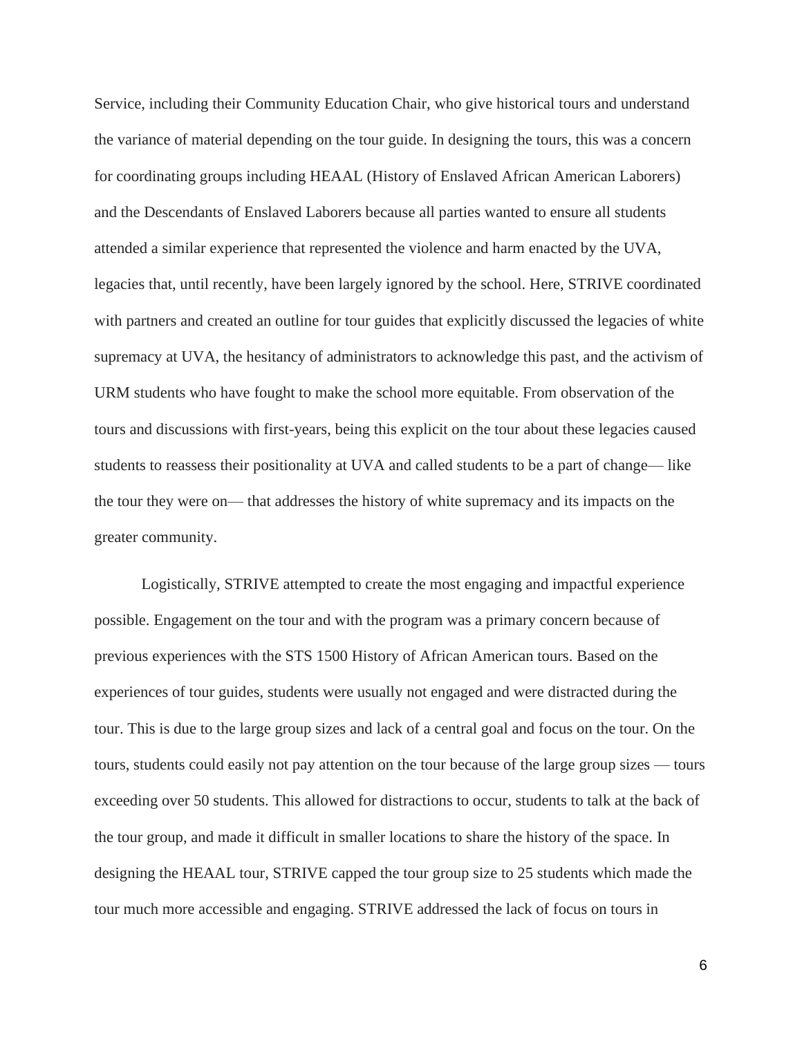Service, including their Community Education Chair, who give historical tours and understand the variance of material depending on the tour guide. In designing the tours, this was a concern for coordinating groups including HEAAL (History of Enslaved African American Laborers) and the Descendants of Enslaved Laborers because all parties wanted to ensure all students attended a similar experience that represented the violence and harm enacted by the UVA, legacies that, until recently, have been largely ignored by the school. Here, STRIVE coordinated with partners and created an outline for tour guides that explicitly discussed the legacies of white supremacy at UVA, the hesitancy of administrators to acknowledge this past, and the activism of URM students who have fought to make the school more equitable. From observation of the tours and discussions with first-years, being this explicit on the tour about these legacies caused students to reassess their positionality at UVA and called students to be a part of change— like the tour they were on— that addresses the history of white supremacy and its impacts on the greater community.

Logistically, STRIVE attempted to create the most engaging and impactful experience possible. Engagement on the tour and with the program was a primary concern because of previous experiences with the STS 1500 History of African American tours. Based on the experiences of tour guides, students were usually not engaged and were distracted during the tour. This is due to the large group sizes and lack of a central goal and focus on the tour. On the tours, students could easily not pay attention on the tour because of the large group sizes — tours exceeding over 50 students. This allowed for distractions to occur, students to talk at the back of the tour group, and made it difficult in smaller locations to share the history of the space. In designing the HEAAL tour, STRIVE capped the tour group size to 25 students which made the tour much more accessible and engaging. STRIVE addressed the lack of focus on tours in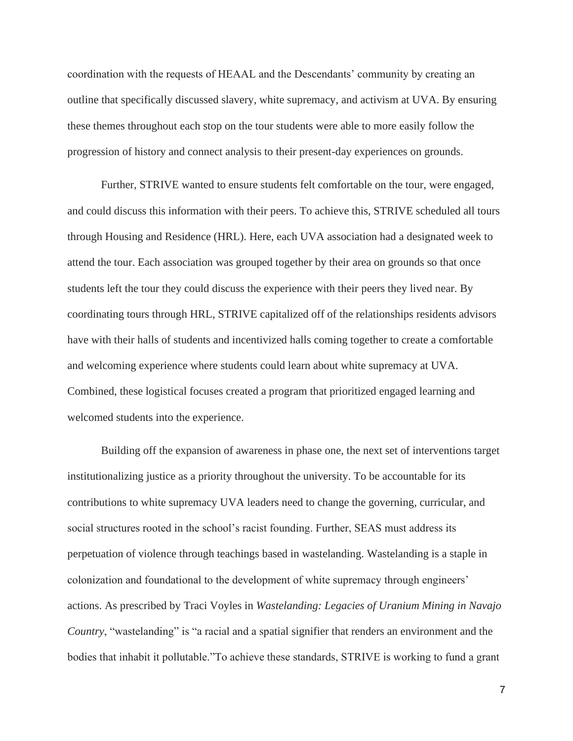coordination with the requests of HEAAL and the Descendants' community by creating an outline that specifically discussed slavery, white supremacy, and activism at UVA. By ensuring these themes throughout each stop on the tour students were able to more easily follow the progression of history and connect analysis to their present-day experiences on grounds.

Further, STRIVE wanted to ensure students felt comfortable on the tour, were engaged, and could discuss this information with their peers. To achieve this, STRIVE scheduled all tours through Housing and Residence (HRL). Here, each UVA association had a designated week to attend the tour. Each association was grouped together by their area on grounds so that once students left the tour they could discuss the experience with their peers they lived near. By coordinating tours through HRL, STRIVE capitalized off of the relationships residents advisors have with their halls of students and incentivized halls coming together to create a comfortable and welcoming experience where students could learn about white supremacy at UVA. Combined, these logistical focuses created a program that prioritized engaged learning and welcomed students into the experience.

Building off the expansion of awareness in phase one, the next set of interventions target institutionalizing justice as a priority throughout the university. To be accountable for its contributions to white supremacy UVA leaders need to change the governing, curricular, and social structures rooted in the school's racist founding. Further, SEAS must address its perpetuation of violence through teachings based in wastelanding. Wastelanding is a staple in colonization and foundational to the development of white supremacy through engineers' actions. As prescribed by Traci Voyles in *Wastelanding: Legacies of Uranium Mining in Navajo Country*, "wastelanding" is "a racial and a spatial signifier that renders an environment and the bodies that inhabit it pollutable."To achieve these standards, STRIVE is working to fund a grant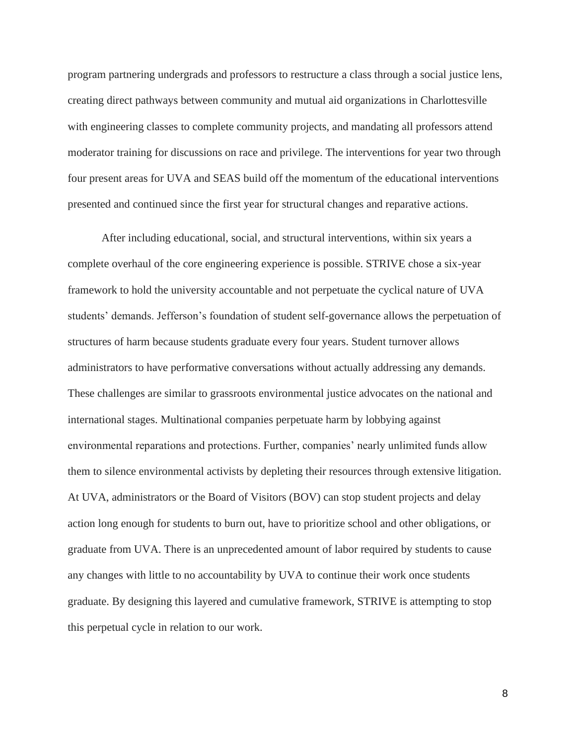program partnering undergrads and professors to restructure a class through a social justice lens, creating direct pathways between community and mutual aid organizations in Charlottesville with engineering classes to complete community projects, and mandating all professors attend moderator training for discussions on race and privilege. The interventions for year two through four present areas for UVA and SEAS build off the momentum of the educational interventions presented and continued since the first year for structural changes and reparative actions.

After including educational, social, and structural interventions, within six years a complete overhaul of the core engineering experience is possible. STRIVE chose a six-year framework to hold the university accountable and not perpetuate the cyclical nature of UVA students' demands. Jefferson's foundation of student self-governance allows the perpetuation of structures of harm because students graduate every four years. Student turnover allows administrators to have performative conversations without actually addressing any demands. These challenges are similar to grassroots environmental justice advocates on the national and international stages. Multinational companies perpetuate harm by lobbying against environmental reparations and protections. Further, companies' nearly unlimited funds allow them to silence environmental activists by depleting their resources through extensive litigation. At UVA, administrators or the Board of Visitors (BOV) can stop student projects and delay action long enough for students to burn out, have to prioritize school and other obligations, or graduate from UVA. There is an unprecedented amount of labor required by students to cause any changes with little to no accountability by UVA to continue their work once students graduate. By designing this layered and cumulative framework, STRIVE is attempting to stop this perpetual cycle in relation to our work.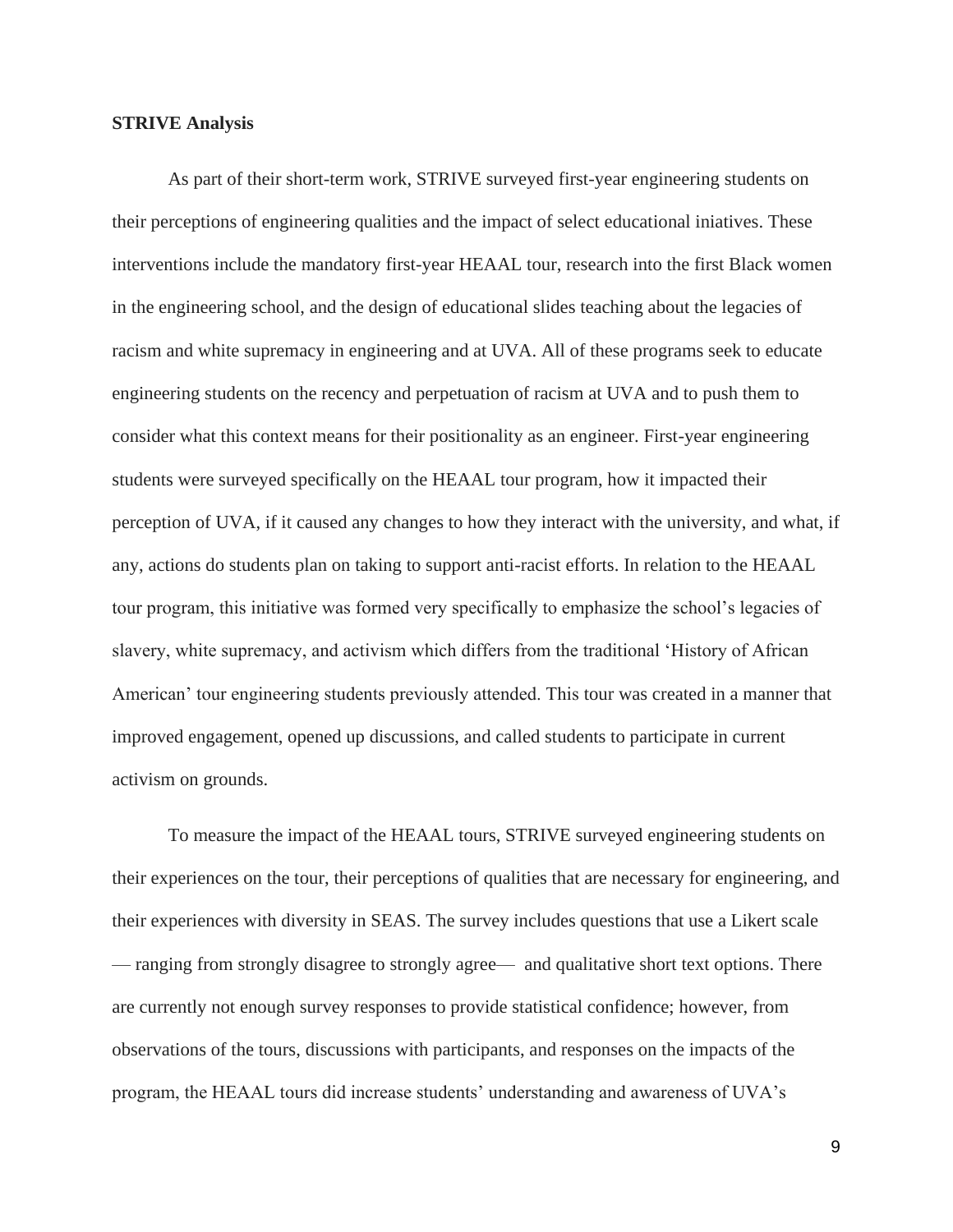**STRIVE Analysis**

As part of their short-term work, STRIVE surveyed first-year engineering students on their perceptions of engineering qualities and the impact of select educational iniatives. These interventions include the mandatory first-year HEAAL tour, research into the first Black women in the engineering school, and the design of educational slides teaching about the legacies of racism and white supremacy in engineering and at UVA. All of these programs seek to educate engineering students on the recency and perpetuation of racism at UVA and to push them to consider what this context means for their positionality as an engineer. First-year engineering students were surveyed specifically on the HEAAL tour program, how it impacted their perception of UVA, if it caused any changes to how they interact with the university, and what, if any, actions do students plan on taking to support anti-racist efforts. In relation to the HEAAL tour program, this initiative was formed very specifically to emphasize the school's legacies of slavery, white supremacy, and activism which differs from the traditional 'History of African American' tour engineering students previously attended. This tour was created in a manner that improved engagement, opened up discussions, and called students to participate in current activism on grounds.

To measure the impact of the HEAAL tours, STRIVE surveyed engineering students on their experiences on the tour, their perceptions of qualities that are necessary for engineering, and their experiences with diversity in SEAS. The survey includes questions that use a Likert scale — ranging from strongly disagree to strongly agree— and qualitative short text options. There are currently not enough survey responses to provide statistical confidence; however, from observations of the tours, discussions with participants, and responses on the impacts of the program, the HEAAL tours did increase students' understanding and awareness of UVA's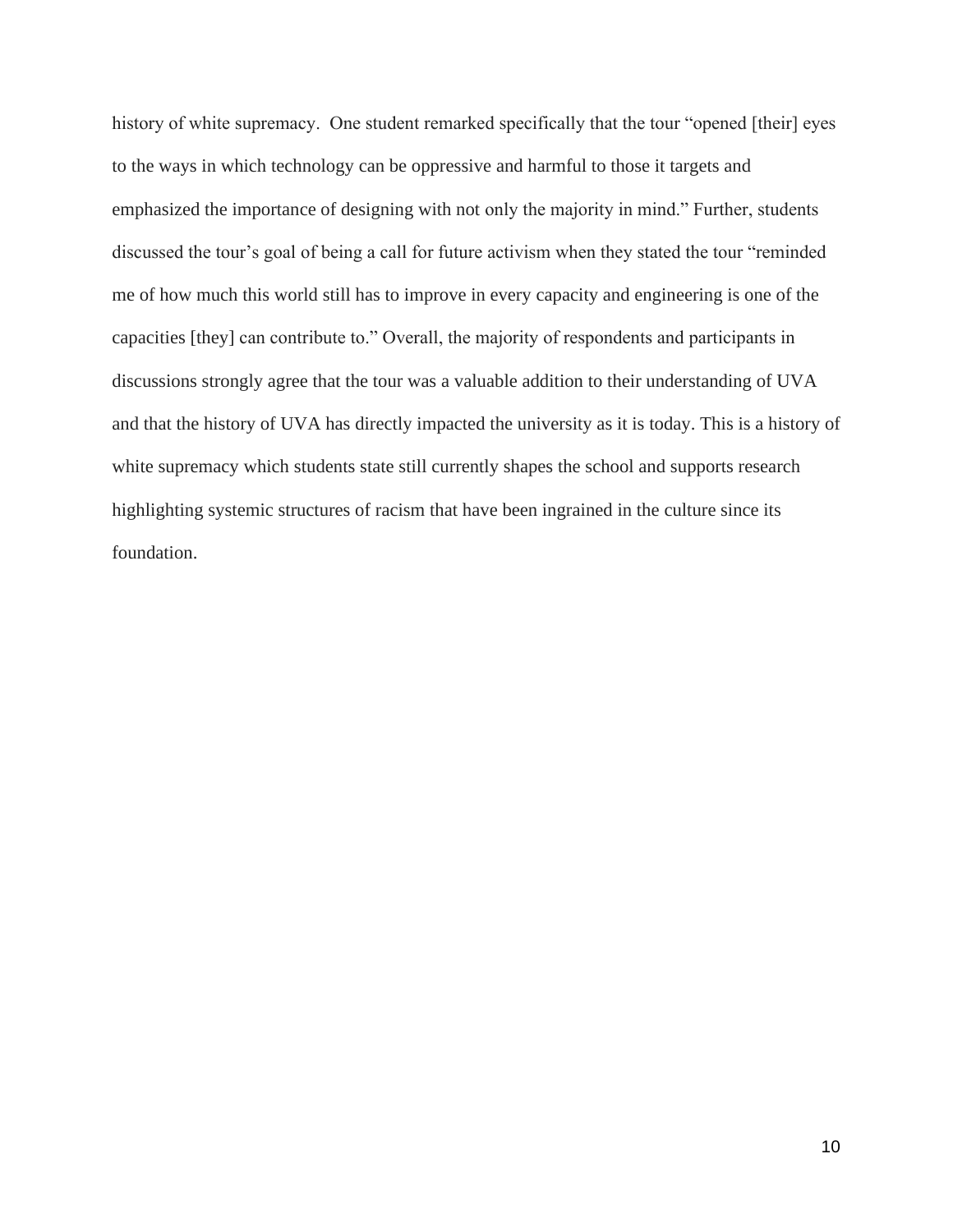history of white supremacy. One student remarked specifically that the tour "opened [their] eyes to the ways in which technology can be oppressive and harmful to those it targets and emphasized the importance of designing with not only the majority in mind." Further, students discussed the tour's goal of being a call for future activism when they stated the tour "reminded me of how much this world still has to improve in every capacity and engineering is one of the capacities [they] can contribute to." Overall, the majority of respondents and participants in discussions strongly agree that the tour was a valuable addition to their understanding of UVA and that the history of UVA has directly impacted the university as it is today. This is a history of white supremacy which students state still currently shapes the school and supports research highlighting systemic structures of racism that have been ingrained in the culture since its foundation.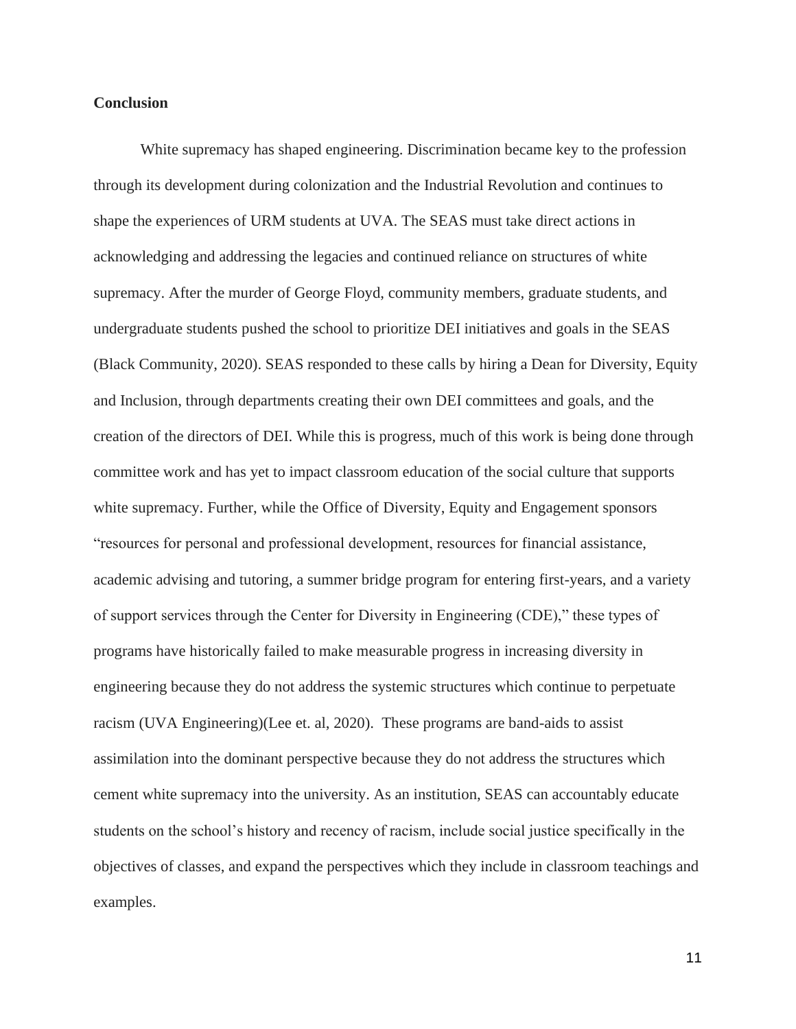**Conclusion**

White supremacy has shaped engineering. Discrimination became key to the profession through its development during colonization and the Industrial Revolution and continues to shape the experiences of URM students at UVA. The SEAS must take direct actions in acknowledging and addressing the legacies and continued reliance on structures of white supremacy. After the murder of George Floyd, community members, graduate students, and undergraduate students pushed the school to prioritize DEI initiatives and goals in the SEAS (Black Community, 2020). SEAS responded to these calls by hiring a Dean for Diversity, Equity and Inclusion, through departments creating their own DEI committees and goals, and the creation of the directors of DEI. While this is progress, much of this work is being done through committee work and has yet to impact classroom education of the social culture that supports white supremacy. Further, while the Office of Diversity, Equity and Engagement sponsors "resources for personal and professional development, resources for financial assistance, academic advising and tutoring, a summer bridge program for entering first-years, and a variety of support services through the Center for Diversity in Engineering (CDE)," these types of programs have historically failed to make measurable progress in increasing diversity in engineering because they do not address the systemic structures which continue to perpetuate racism (UVA Engineering)(Lee et. al, 2020). These programs are band-aids to assist assimilation into the dominant perspective because they do not address the structures which cement white supremacy into the university. As an institution, SEAS can accountably educate students on the school's history and recency of racism, include social justice specifically in the objectives of classes, and expand the perspectives which they include in classroom teachings and examples.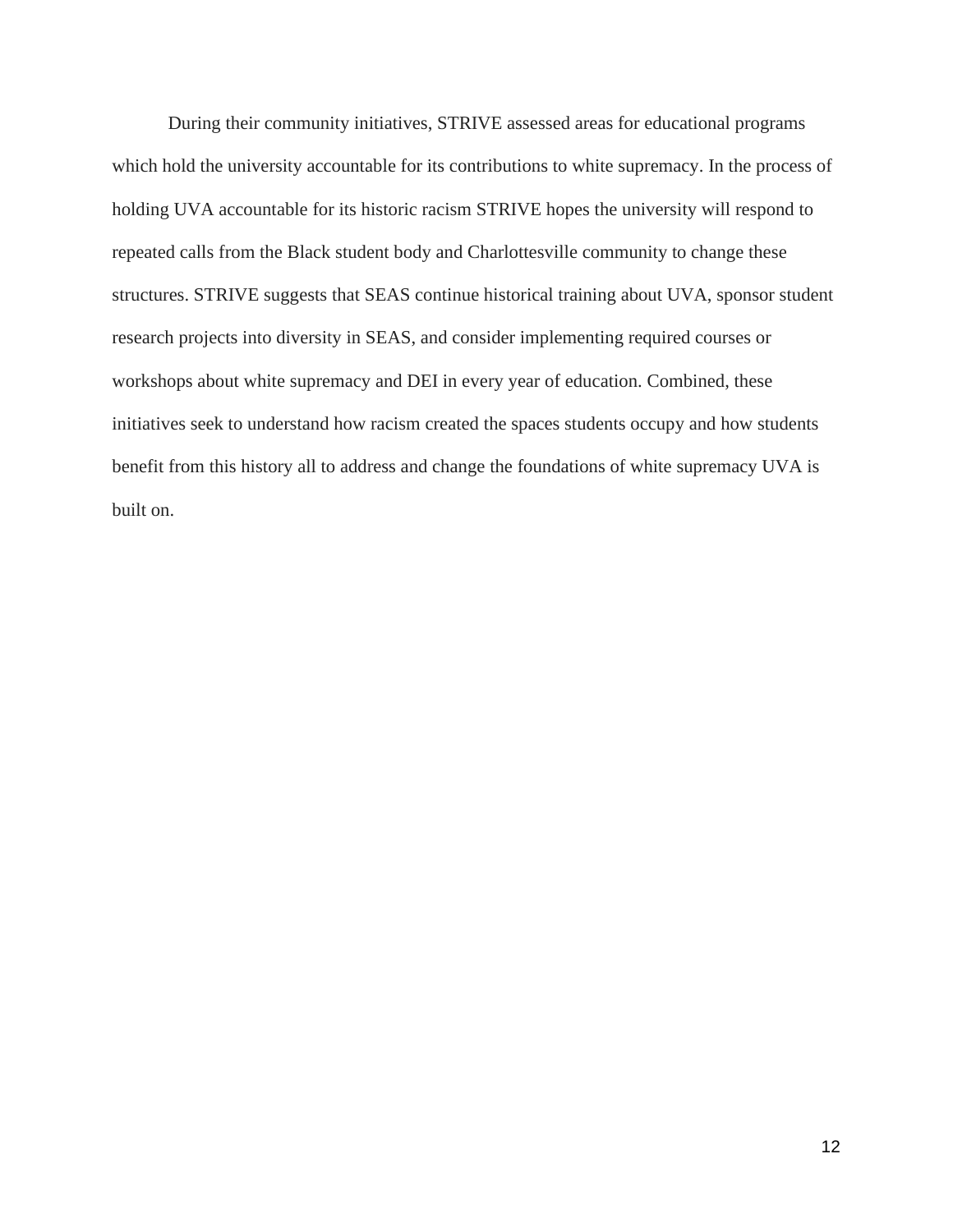During their community initiatives, STRIVE assessed areas for educational programs which hold the university accountable for its contributions to white supremacy. In the process of holding UVA accountable for its historic racism STRIVE hopes the university will respond to repeated calls from the Black student body and Charlottesville community to change these structures. STRIVE suggests that SEAS continue historical training about UVA, sponsor student research projects into diversity in SEAS, and consider implementing required courses or workshops about white supremacy and DEI in every year of education. Combined, these initiatives seek to understand how racism created the spaces students occupy and how students benefit from this history all to address and change the foundations of white supremacy UVA is built on.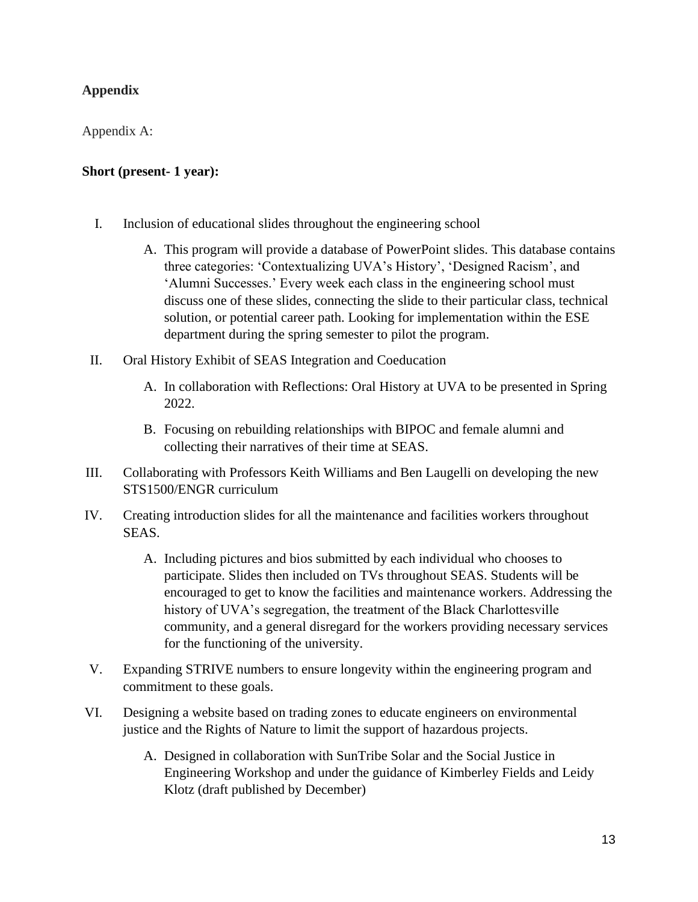**Appendix**

Appendix A:

**Short (present- 1 year):**

I. Inclusion of educational slides throughout the engineering school

   A. This program will provide a database of PowerPoint slides. This database contains three categories: 'Contextualizing UVA's History', 'Designed Racism', and 'Alumni Successes.' Every week each class in the engineering school must discuss one of these slides, connecting the slide to their particular class, technical solution, or potential career path. Looking for implementation within the ESE department during the spring semester to pilot the program.

II. Oral History Exhibit of SEAS Integration and Coeducation

   A. In collaboration with Reflections: Oral History at UVA to be presented in Spring 2022.

   B. Focusing on rebuilding relationships with BIPOC and female alumni and collecting their narratives of their time at SEAS.

III. Collaborating with Professors Keith Williams and Ben Laugelli on developing the new STS1500/ENGR curriculum

IV. Creating introduction slides for all the maintenance and facilities workers throughout SEAS.

   A. Including pictures and bios submitted by each individual who chooses to participate. Slides then included on TVs throughout SEAS. Students will be encouraged to get to know the facilities and maintenance workers. Addressing the history of UVA's segregation, the treatment of the Black Charlottesville community, and a general disregard for the workers providing necessary services for the functioning of the university.

V. Expanding STRIVE numbers to ensure longevity within the engineering program and commitment to these goals.

VI. Designing a website based on trading zones to educate engineers on environmental justice and the Rights of Nature to limit the support of hazardous projects.

   A. Designed in collaboration with SunTribe Solar and the Social Justice in Engineering Workshop and under the guidance of Kimberley Fields and Leidy Klotz (draft published by December)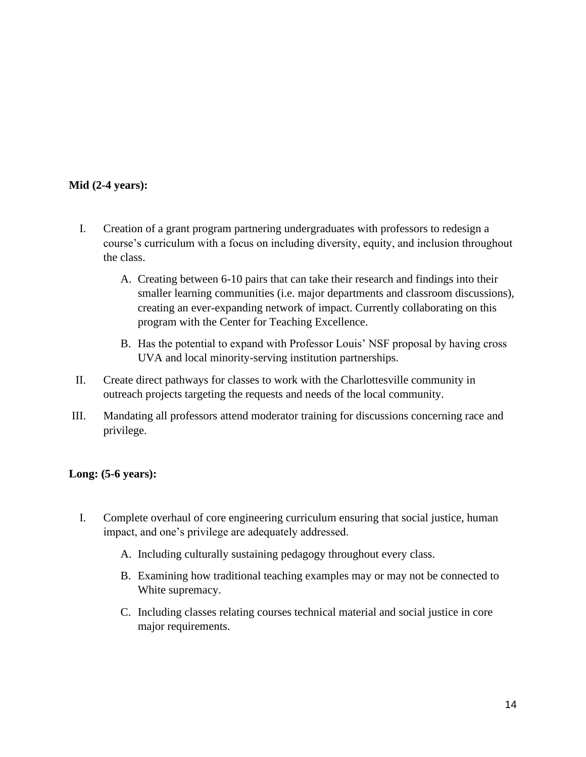**Mid (2-4 years):**

I. Creation of a grant program partnering undergraduates with professors to redesign a course's curriculum with a focus on including diversity, equity, and inclusion throughout the class.

   A. Creating between 6-10 pairs that can take their research and findings into their smaller learning communities (i.e. major departments and classroom discussions), creating an ever-expanding network of impact. Currently collaborating on this program with the Center for Teaching Excellence.

   B. Has the potential to expand with Professor Louis' NSF proposal by having cross UVA and local minority-serving institution partnerships.

II. Create direct pathways for classes to work with the Charlottesville community in outreach projects targeting the requests and needs of the local community.

III. Mandating all professors attend moderator training for discussions concerning race and privilege.

**Long: (5-6 years):**

I. Complete overhaul of core engineering curriculum ensuring that social justice, human impact, and one's privilege are adequately addressed.

   A. Including culturally sustaining pedagogy throughout every class.

   B. Examining how traditional teaching examples may or may not be connected to White supremacy.

   C. Including classes relating courses technical material and social justice in core major requirements.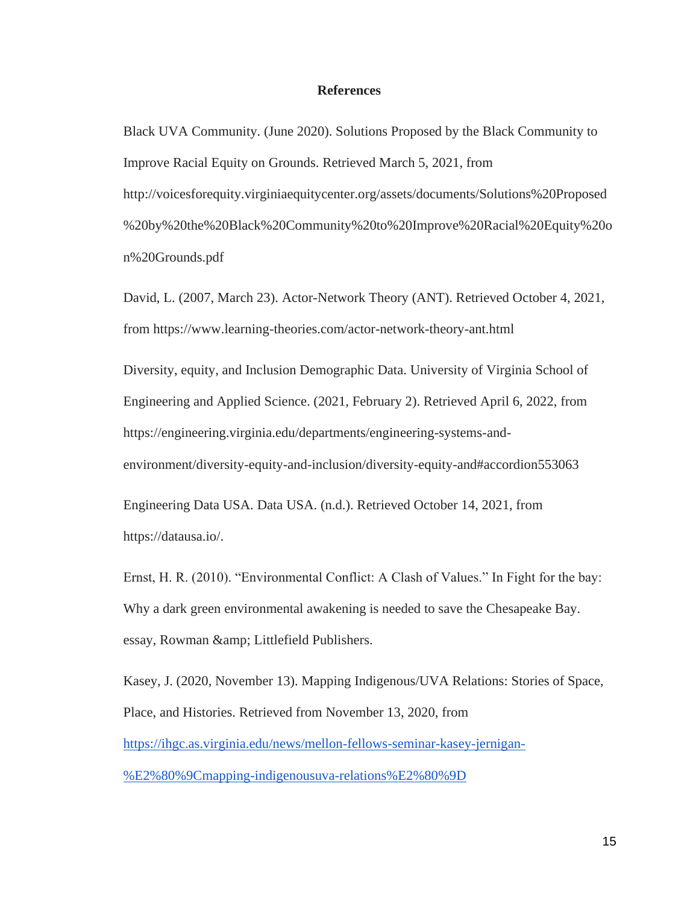## References

Black UVA Community. (June 2020). Solutions Proposed by the Black Community to Improve Racial Equity on Grounds. Retrieved March 5, 2021, from http://voicesforequity.virginiaequitycenter.org/assets/documents/Solutions%20Proposed%20by%20the%20Black%20Community%20to%20Improve%20Racial%20Equity%20on%20Grounds.pdf

David, L. (2007, March 23). Actor-Network Theory (ANT). Retrieved October 4, 2021, from https://www.learning-theories.com/actor-network-theory-ant.html

Diversity, equity, and Inclusion Demographic Data. University of Virginia School of Engineering and Applied Science. (2021, February 2). Retrieved April 6, 2022, from https://engineering.virginia.edu/departments/engineering-systems-and-environment/diversity-equity-and-inclusion/diversity-equity-and#accordion553063

Engineering Data USA. Data USA. (n.d.). Retrieved October 14, 2021, from https://datausa.io/.

Ernst, H. R. (2010). "Environmental Conflict: A Clash of Values." In Fight for the bay: Why a dark green environmental awakening is needed to save the Chesapeake Bay. essay, Rowman &amp; Littlefield Publishers.

Kasey, J. (2020, November 13). Mapping Indigenous/UVA Relations: Stories of Space, Place, and Histories. Retrieved from November 13, 2020, from [https://ihgc.as.virginia.edu/news/mellon-fellows-seminar-kasey-jernigan-%E2%80%9Cmapping-indigenousuva-relations%E2%80%9D](https://ihgc.as.virginia.edu/news/mellon-fellows-seminar-kasey-jernigan-%E2%80%9Cmapping-indigenousuva-relations%E2%80%9D)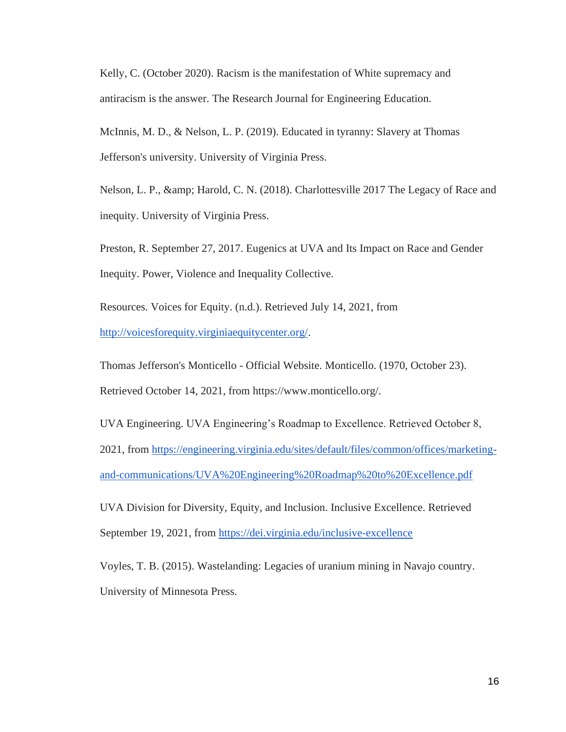Kelly, C. (October 2020). Racism is the manifestation of White supremacy and antiracism is the answer. The Research Journal for Engineering Education.

McInnis, M. D., & Nelson, L. P. (2019). Educated in tyranny: Slavery at Thomas Jefferson's university. University of Virginia Press.

Nelson, L. P., &amp; Harold, C. N. (2018). Charlottesville 2017 The Legacy of Race and inequity. University of Virginia Press.

Preston, R. September 27, 2017. Eugenics at UVA and Its Impact on Race and Gender Inequity. Power, Violence and Inequality Collective.

Resources. Voices for Equity. (n.d.). Retrieved July 14, 2021, from http://voicesforequity.virginiaequitycenter.org/.

Thomas Jefferson's Monticello - Official Website. Monticello. (1970, October 23). Retrieved October 14, 2021, from https://www.monticello.org/.

UVA Engineering. UVA Engineering's Roadmap to Excellence. Retrieved October 8, 2021, from https://engineering.virginia.edu/sites/default/files/common/offices/marketing-and-communications/UVA%20Engineering%20Roadmap%20to%20Excellence.pdf

UVA Division for Diversity, Equity, and Inclusion. Inclusive Excellence. Retrieved September 19, 2021, from https://dei.virginia.edu/inclusive-excellence

Voyles, T. B. (2015). Wastelanding: Legacies of uranium mining in Navajo country. University of Minnesota Press.